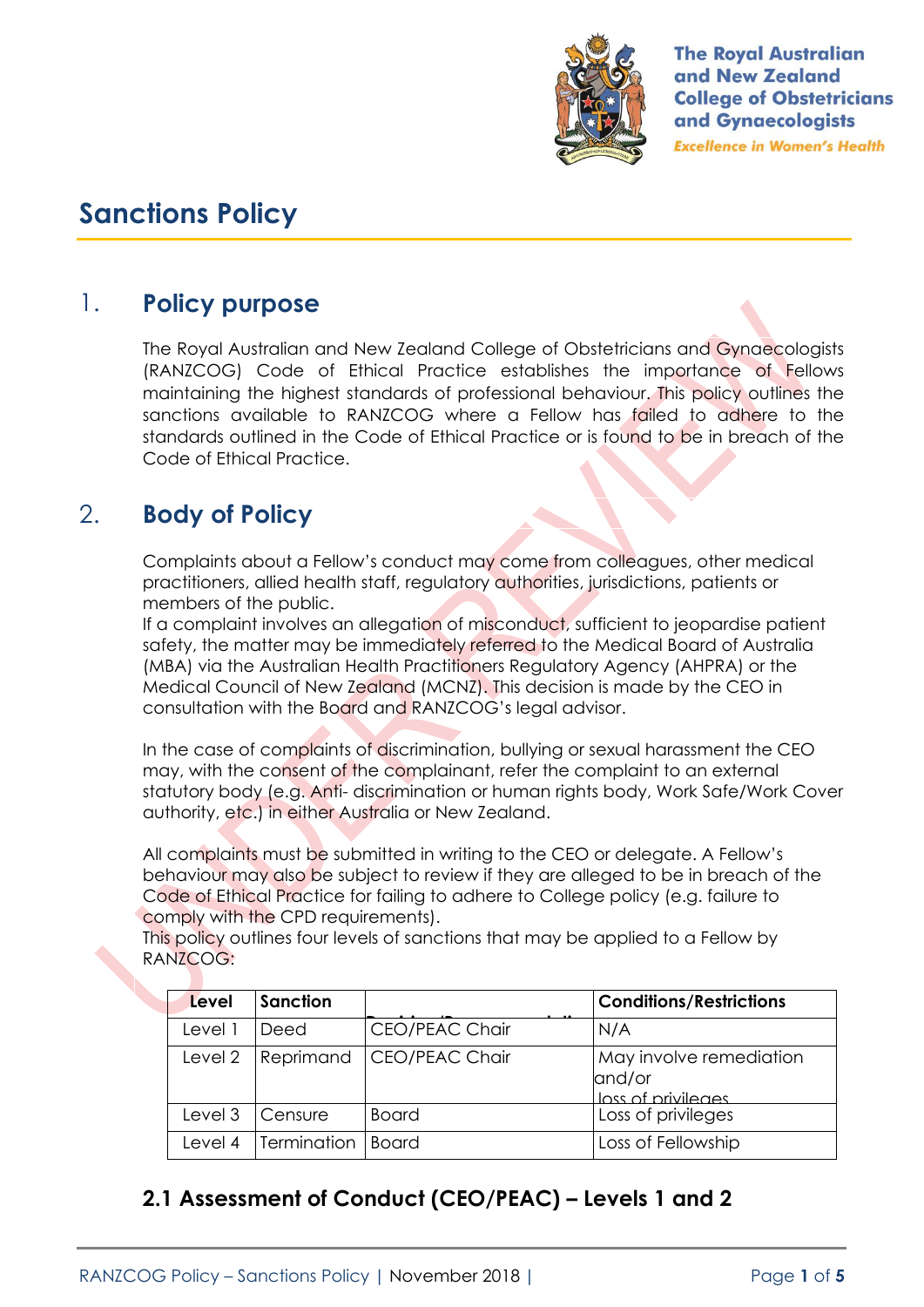# Sanctions Policy

## 1. Policy purpose

The Royal Australian and New Zealand College of Obstetricians and Gynaecologists (RANZCOG) Code of Ethical Practice establishes the importance of Fellows maintaining the highest standards of professional behaviour. This policy outlines the sanctions available to RANZCOG where a Fellow has failed to adhere to the standards outlined in the Code of Ethical Practice or is found to be in breach of the Code of Ethical Practice.

## 2. Body of Policy

Complaints about a Fellow's conduct may come from colleagues, other medical practitioners, allied health staff, regulatory authorities, jurisdictions, patients or members of the public.
If a complaint involves an allegation of misconduct, sufficient to jeopardise patient safety, the matter may be immediately referred to the Medical Board of Australia (MBA) via the Australian Health Practitioners Regulatory Agency (AHPRA) or the Medical Council of New Zealand (MCNZ). This decision is made by the CEO in consultation with the Board and RANZCOG's legal advisor.

In the case of complaints of discrimination, bullying or sexual harassment the CEO may, with the consent of the complainant, refer the complaint to an external statutory body (e.g. Anti- discrimination or human rights body, Work Safe/Work Cover authority, etc.) in either Australia or New Zealand.

All complaints must be submitted in writing to the CEO or delegate. A Fellow's behaviour may also be subject to review if they are alleged to be in breach of the Code of Ethical Practice for failing to adhere to College policy (e.g. failure to comply with the CPD requirements).
This policy outlines four levels of sanctions that may be applied to a Fellow by RANZCOG:

| Level | Sanction | Decision/Responsibility | Conditions/Restrictions |
|---|---|---|---|
| Level 1 | Deed | CEO/PEAC Chair | N/A |
| Level 2 | Reprimand | CEO/PEAC Chair | May involve remediation and/or loss of privileges |
| Level 3 | Censure | Board | Loss of privileges |
| Level 4 | Termination | Board | Loss of Fellowship |

### 2.1 Assessment of Conduct (CEO/PEAC) – Levels 1 and 2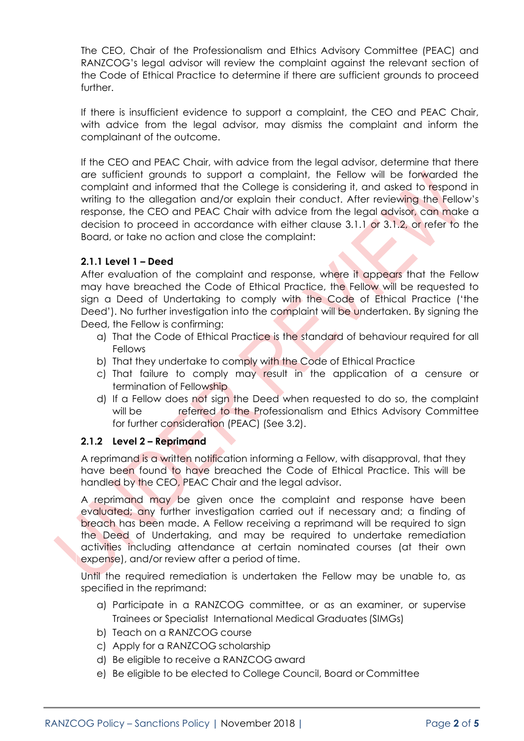The CEO, Chair of the Professionalism and Ethics Advisory Committee (PEAC) and RANZCOG's legal advisor will review the complaint against the relevant section of the Code of Ethical Practice to determine if there are sufficient grounds to proceed further.

If there is insufficient evidence to support a complaint, the CEO and PEAC Chair, with advice from the legal advisor, may dismiss the complaint and inform the complainant of the outcome.

If the CEO and PEAC Chair, with advice from the legal advisor, determine that there are sufficient grounds to support a complaint, the Fellow will be forwarded the complaint and informed that the College is considering it, and asked to respond in writing to the allegation and/or explain their conduct. After reviewing the Fellow's response, the CEO and PEAC Chair with advice from the legal advisor, can make a decision to proceed in accordance with either clause 3.1.1 or 3.1.2, or refer to the Board, or take no action and close the complaint:

### 2.1.1 Level 1 – Deed

After evaluation of the complaint and response, where it appears that the Fellow may have breached the Code of Ethical Practice, the Fellow will be requested to sign a Deed of Undertaking to comply with the Code of Ethical Practice ('the Deed'). No further investigation into the complaint will be undertaken. By signing the Deed, the Fellow is confirming:

a) That the Code of Ethical Practice is the standard of behaviour required for all Fellows
b) That they undertake to comply with the Code of Ethical Practice
c) That failure to comply may result in the application of a censure or termination of Fellowship
d) If a Fellow does not sign the Deed when requested to do so, the complaint will be referred to the Professionalism and Ethics Advisory Committee for further consideration (PEAC) (See 3.2).

### 2.1.2 Level 2 – Reprimand

A reprimand is a written notification informing a Fellow, with disapproval, that they have been found to have breached the Code of Ethical Practice. This will be handled by the CEO, PEAC Chair and the legal advisor.

A reprimand may be given once the complaint and response have been evaluated; any further investigation carried out if necessary and; a finding of breach has been made. A Fellow receiving a reprimand will be required to sign the Deed of Undertaking, and may be required to undertake remediation activities including attendance at certain nominated courses (at their own expense), and/or review after a period of time.

Until the required remediation is undertaken the Fellow may be unable to, as specified in the reprimand:

a) Participate in a RANZCOG committee, or as an examiner, or supervise Trainees or Specialist International Medical Graduates (SIMGs)
b) Teach on a RANZCOG course
c) Apply for a RANZCOG scholarship
d) Be eligible to receive a RANZCOG award
e) Be eligible to be elected to College Council, Board or Committee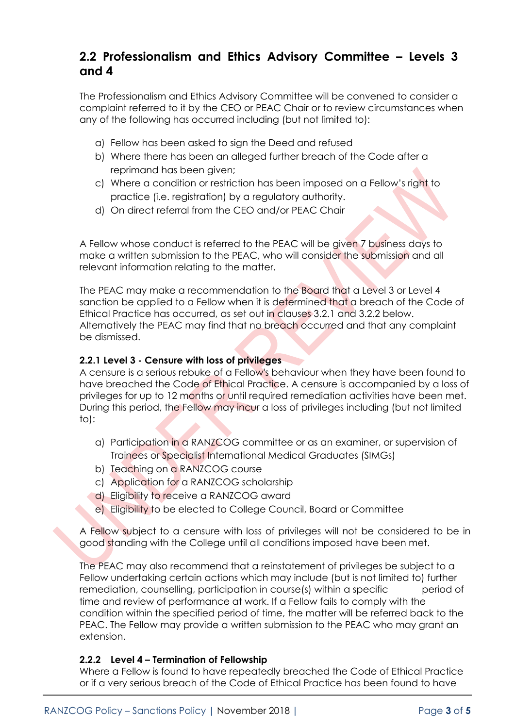## 2.2 Professionalism and Ethics Advisory Committee – Levels 3 and 4

The Professionalism and Ethics Advisory Committee will be convened to consider a complaint referred to it by the CEO or PEAC Chair or to review circumstances when any of the following has occurred including (but not limited to):

a) Fellow has been asked to sign the Deed and refused
b) Where there has been an alleged further breach of the Code after a reprimand has been given;
c) Where a condition or restriction has been imposed on a Fellow's right to practice (i.e. registration) by a regulatory authority.
d) On direct referral from the CEO and/or PEAC Chair

A Fellow whose conduct is referred to the PEAC will be given 7 business days to make a written submission to the PEAC, who will consider the submission and all relevant information relating to the matter.

The PEAC may make a recommendation to the Board that a Level 3 or Level 4 sanction be applied to a Fellow when it is determined that a breach of the Code of Ethical Practice has occurred, as set out in clauses 3.2.1 and 3.2.2 below. Alternatively the PEAC may find that no breach occurred and that any complaint be dismissed.

### 2.2.1 Level 3 - Censure with loss of privileges

A censure is a serious rebuke of a Fellow's behaviour when they have been found to have breached the Code of Ethical Practice. A censure is accompanied by a loss of privileges for up to 12 months or until required remediation activities have been met. During this period, the Fellow may incur a loss of privileges including (but not limited to):

a) Participation in a RANZCOG committee or as an examiner, or supervision of Trainees or Specialist International Medical Graduates (SIMGs)
b) Teaching on a RANZCOG course
c) Application for a RANZCOG scholarship
d) Eligibility to receive a RANZCOG award
e) Eligibility to be elected to College Council, Board or Committee

A Fellow subject to a censure with loss of privileges will not be considered to be in good standing with the College until all conditions imposed have been met.

The PEAC may also recommend that a reinstatement of privileges be subject to a Fellow undertaking certain actions which may include (but is not limited to) further remediation, counselling, participation in course(s) within a specific period of time and review of performance at work. If a Fellow fails to comply with the condition within the specified period of time, the matter will be referred back to the PEAC. The Fellow may provide a written submission to the PEAC who may grant an extension.

### 2.2.2 Level 4 – Termination of Fellowship

Where a Fellow is found to have repeatedly breached the Code of Ethical Practice or if a very serious breach of the Code of Ethical Practice has been found to have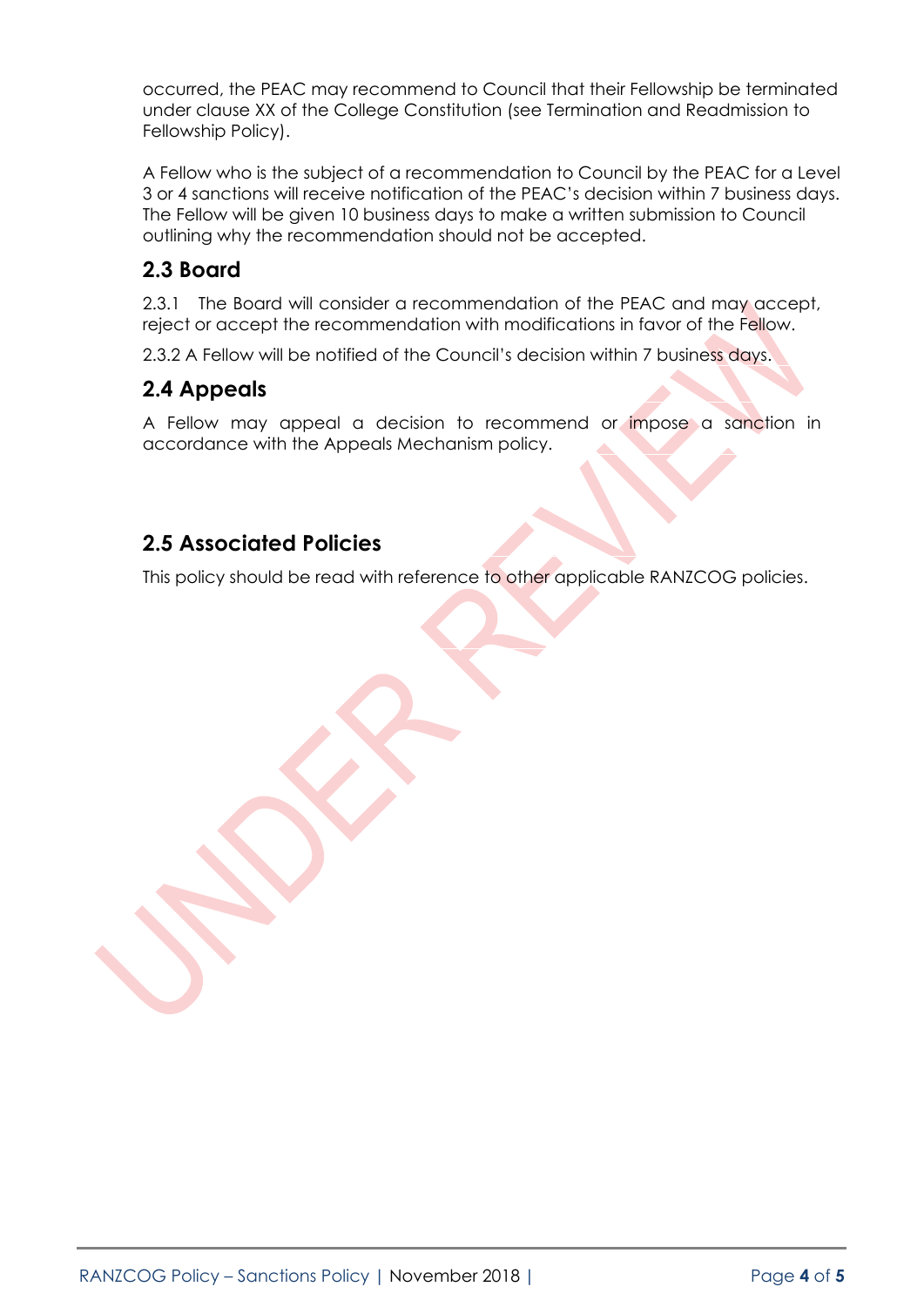occurred, the PEAC may recommend to Council that their Fellowship be terminated under clause XX of the College Constitution (see Termination and Readmission to Fellowship Policy).

A Fellow who is the subject of a recommendation to Council by the PEAC for a Level 3 or 4 sanctions will receive notification of the PEAC's decision within 7 business days. The Fellow will be given 10 business days to make a written submission to Council outlining why the recommendation should not be accepted.

## 2.3 Board

2.3.1 The Board will consider a recommendation of the PEAC and may accept, reject or accept the recommendation with modifications in favor of the Fellow.

2.3.2 A Fellow will be notified of the Council's decision within 7 business days.

## 2.4 Appeals

A Fellow may appeal a decision to recommend or impose a sanction in accordance with the Appeals Mechanism policy.

## 2.5 Associated Policies

This policy should be read with reference to other applicable RANZCOG policies.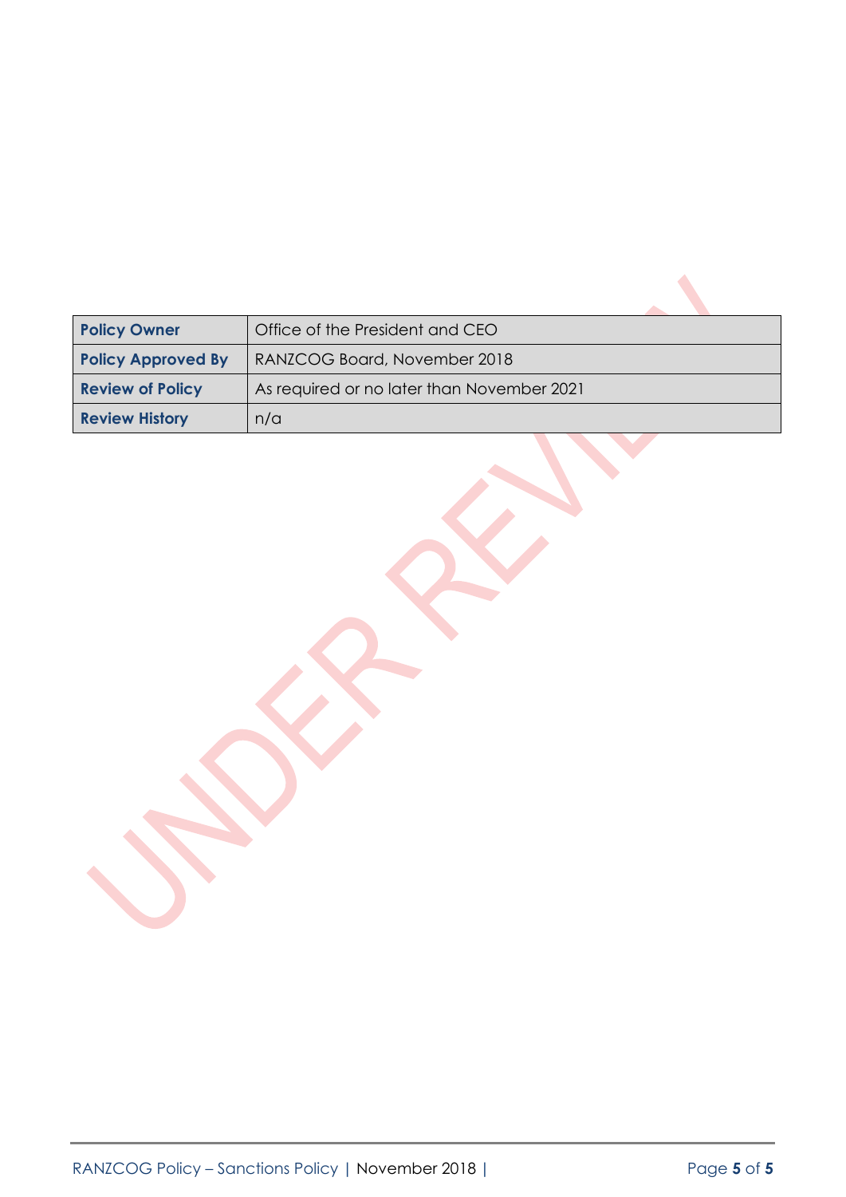| | |
|---|---|
| **Policy Owner** | Office of the President and CEO |
| **Policy Approved By** | RANZCOG Board, November 2018 |
| **Review of Policy** | As required or no later than November 2021 |
| **Review History** | n/a |

UNDER REVIEW